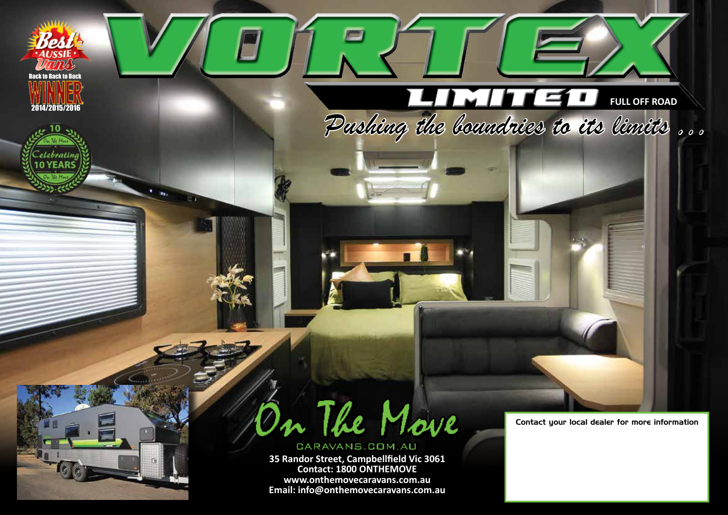# VORTEX

## LIMITED

FULL OFF ROAD

*Pushing the boundries to its limits . . .*

Best AUSSIE Vans

Back to Back to Back

WINNER

2014/2015/2016

10 On The Move Celebrating 10 YEARS On The Move

On The Move

CARAVANS.COM.AU

**35 Randor Street, Campbellfield Vic 3061**
**Contact: 1800 ONTHEMOVE**
**www.onthemovecaravans.com.au**
**Email: info@onthemovecaravans.com.au**

**Contact your local dealer for more information**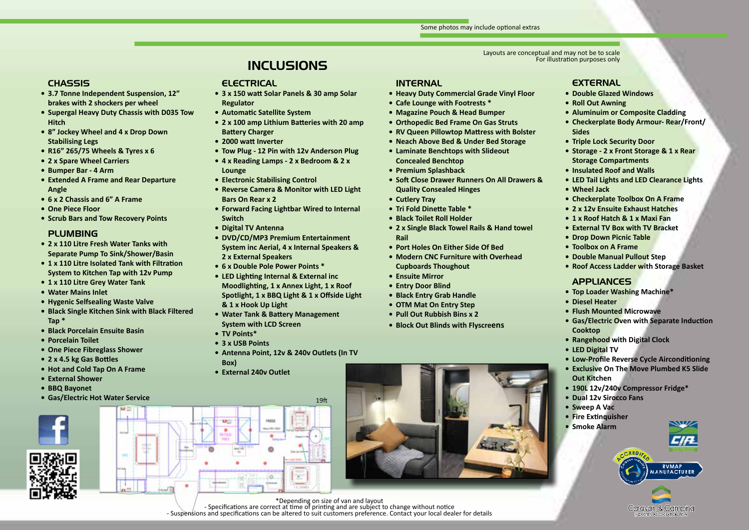Some photos may include optional extras

Layouts are conceptual and may not be to scale
For illustration purposes only

# INCLUSIONS

## CHASSIS

- 3.7 Tonne Independent Suspension, 12" brakes with 2 shockers per wheel
- Supergal Heavy Duty Chassis with D035 Tow Hitch
- 8" Jockey Wheel and 4 x Drop Down Stabilising Legs
- R16" 265/75 Wheels & Tyres x 6
- 2 x Spare Wheel Carriers
- Bumper Bar - 4 Arm
- Extended A Frame and Rear Departure Angle
- 6 x 2 Chassis and 6" A Frame
- One Piece Floor
- Scrub Bars and Tow Recovery Points

## PLUMBING

- 2 x 110 Litre Fresh Water Tanks with Separate Pump To Sink/Shower/Basin
- 1 x 110 Litre Isolated Tank with Filtration System to Kitchen Tap with 12v Pump
- 1 x 110 Litre Grey Water Tank
- Water Mains Inlet
- Hygenic Selfsealing Waste Valve
- Black Single Kitchen Sink with Black Filtered Tap *
- Black Porcelain Ensuite Basin
- Porcelain Toilet
- One Piece Fibreglass Shower
- 2 x 4.5 kg Gas Bottles
- Hot and Cold Tap On A Frame
- External Shower
- BBQ Bayonet
- Gas/Electric Hot Water Service

## ELECTRICAL

- 3 x 150 watt Solar Panels & 30 amp Solar Regulator
- Automatic Satellite System
- 2 x 100 amp Lithium Batteries with 20 amp Battery Charger
- 2000 watt Inverter
- Tow Plug - 12 Pin with 12v Anderson Plug
- 4 x Reading Lamps - 2 x Bedroom & 2 x Lounge
- Electronic Stabilising Control
- Reverse Camera & Monitor with LED Light Bars On Rear x 2
- Forward Facing Lightbar Wired to Internal Switch
- Digital TV Antenna
- DVD/CD/MP3 Premium Entertainment System inc Aerial, 4 x Internal Speakers & 2 x External Speakers
- 6 x Double Pole Power Points *
- LED Lighting Internal & External inc Moodlighting, 1 x Annex Light, 1 x Roof Spotlight, 1 x BBQ Light & 1 x Offside Light & 1 x Hook Up Light
- Water Tank & Battery Management System with LCD Screen
- TV Points*
- 3 x USB Points
- Antenna Point, 12v & 240v Outlets (In TV Box)
- External 240v Outlet

## INTERNAL

- Heavy Duty Commercial Grade Vinyl Floor
- Cafe Lounge with Footrests *
- Magazine Pouch & Head Bumper
- Orthopedic Bed Frame On Gas Struts
- RV Queen Pillowtop Mattress with Bolster
- Neach Above Bed & Under Bed Storage
- Laminate Benchtops with Slideout Concealed Benchtop
- Premium Splashback
- Soft Close Drawer Runners On All Drawers & Quality Consealed Hinges
- Cutlery Tray
- Tri Fold Dinette Table *
- Black Toilet Roll Holder
- 2 x Single Black Towel Rails & Hand towel Rail
- Port Holes On Either Side Of Bed
- Modern CNC Furniture with Overhead Cupboards Thoughout
- Ensuite Mirror
- Entry Door Blind
- Black Entry Grab Handle
- OTM Mat On Entry Step
- Pull Out Rubbish Bins x 2
- Block Out Blinds with Flyscreens

## EXTERNAL

- Double Glazed Windows
- Roll Out Awning
- Aluminuim or Composite Cladding
- Checkerplate Body Armour- Rear/Front/ Sides
- Triple Lock Security Door
- Storage - 2 x Front Storage & 1 x Rear Storage Compartments
- Insulated Roof and Walls
- LED Tail Lights and LED Clearance Lights
- Wheel Jack
- Checkerplate Toolbox On A Frame
- 2 x 12v Ensuite Exhaust Hatches
- 1 x Roof Hatch & 1 x Maxi Fan
- External TV Box with TV Bracket
- Drop Down Picnic Table
- Toolbox on A Frame
- Double Manual Pullout Step
- Roof Access Ladder with Storage Basket

## APPLIANCES

- Top Loader Washing Machine*
- Diesel Heater
- Flush Mounted Microwave
- Gas/Electric Oven with Separate Induction Cooktop
- Rangehood with Digital Clock
- LED Digital TV
- Low-Profile Reverse Cycle Airconditioning
- Exclusive On The Move Plumbed K5 Slide Out Kitchen
- 190L 12v/240v Compressor Fridge*
- Dual 12v Sirocco Fans
- Sweep A Vac
- Fire Extinguisher
- Smoke Alarm

19ft

*Depending on size of van and layout
- Specifications are correct at time of printing and are subject to change without notice
- Suspensions and specifications can be altered to suit customers preference. Contact your local dealer for details